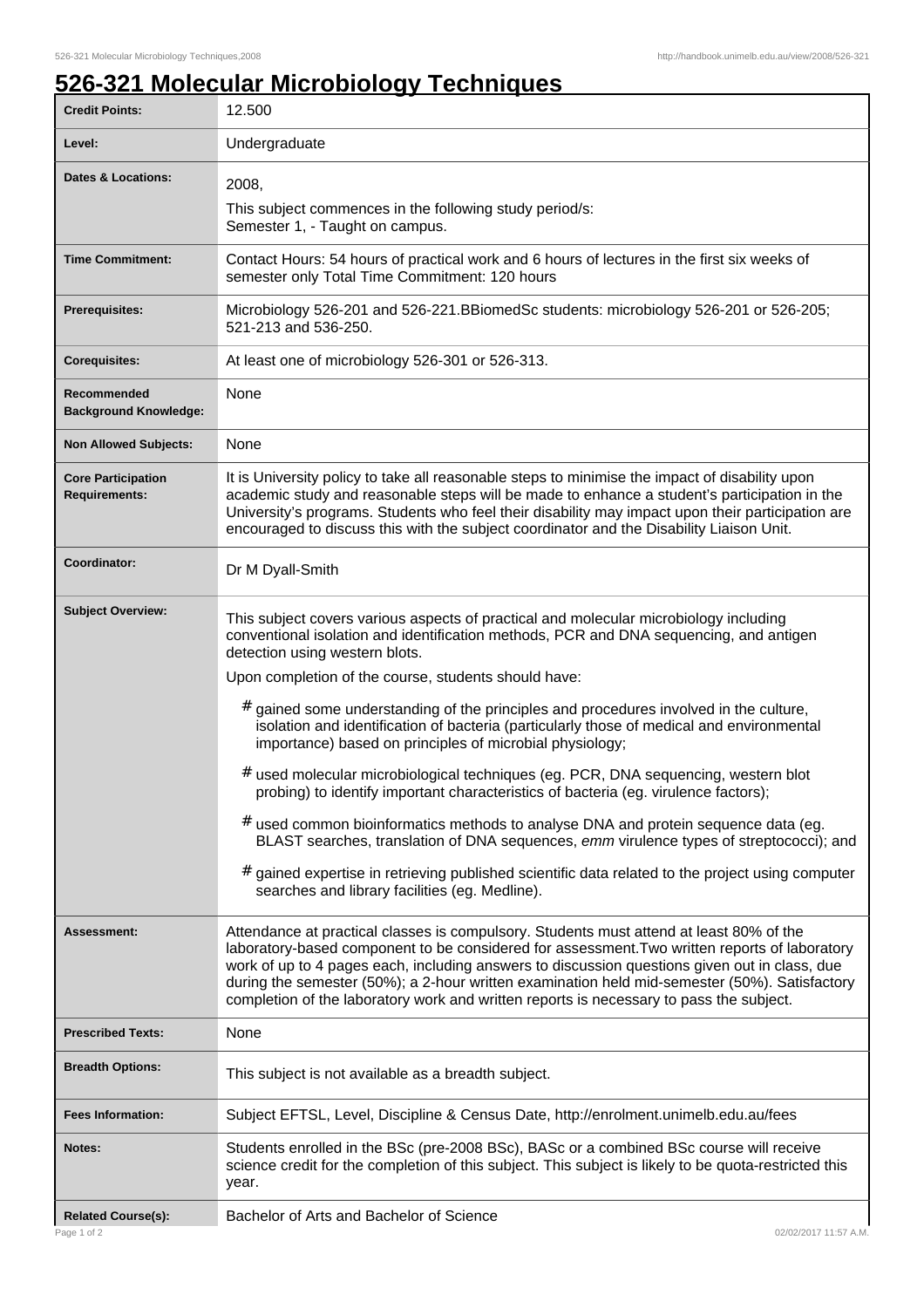# 526-321 Molecular Microbiology Techniques

| | |
|---|---|
| **Credit Points:** | 12.500 |
| **Level:** | Undergraduate |
| **Dates & Locations:** | 2008,<br>This subject commences in the following study period/s:<br>Semester 1, - Taught on campus. |
| **Time Commitment:** | Contact Hours: 54 hours of practical work and 6 hours of lectures in the first six weeks of semester only Total Time Commitment: 120 hours |
| **Prerequisites:** | Microbiology 526-201 and 526-221.BBiomedSc students: microbiology 526-201 or 526-205; 521-213 and 536-250. |
| **Corequisites:** | At least one of microbiology 526-301 or 526-313. |
| **Recommended Background Knowledge:** | None |
| **Non Allowed Subjects:** | None |
| **Core Participation Requirements:** | It is University policy to take all reasonable steps to minimise the impact of disability upon academic study and reasonable steps will be made to enhance a student's participation in the University's programs. Students who feel their disability may impact upon their participation are encouraged to discuss this with the subject coordinator and the Disability Liaison Unit. |
| **Coordinator:** | Dr M Dyall-Smith |
| **Subject Overview:** | This subject covers various aspects of practical and molecular microbiology including conventional isolation and identification methods, PCR and DNA sequencing, and antigen detection using western blots.<br>Upon completion of the course, students should have:<br># gained some understanding of the principles and procedures involved in the culture, isolation and identification of bacteria (particularly those of medical and environmental importance) based on principles of microbial physiology;<br># used molecular microbiological techniques (eg. PCR, DNA sequencing, western blot probing) to identify important characteristics of bacteria (eg. virulence factors);<br># used common bioinformatics methods to analyse DNA and protein sequence data (eg. BLAST searches, translation of DNA sequences, *emm* virulence types of streptococci); and<br># gained expertise in retrieving published scientific data related to the project using computer searches and library facilities (eg. Medline). |
| **Assessment:** | Attendance at practical classes is compulsory. Students must attend at least 80% of the laboratory-based component to be considered for assessment.Two written reports of laboratory work of up to 4 pages each, including answers to discussion questions given out in class, due during the semester (50%); a 2-hour written examination held mid-semester (50%). Satisfactory completion of the laboratory work and written reports is necessary to pass the subject. |
| **Prescribed Texts:** | None |
| **Breadth Options:** | This subject is not available as a breadth subject. |
| **Fees Information:** | Subject EFTSL, Level, Discipline & Census Date, http://enrolment.unimelb.edu.au/fees |
| **Notes:** | Students enrolled in the BSc (pre-2008 BSc), BASc or a combined BSc course will receive science credit for the completion of this subject. This subject is likely to be quota-restricted this year. |
| **Related Course(s):** | Bachelor of Arts and Bachelor of Science |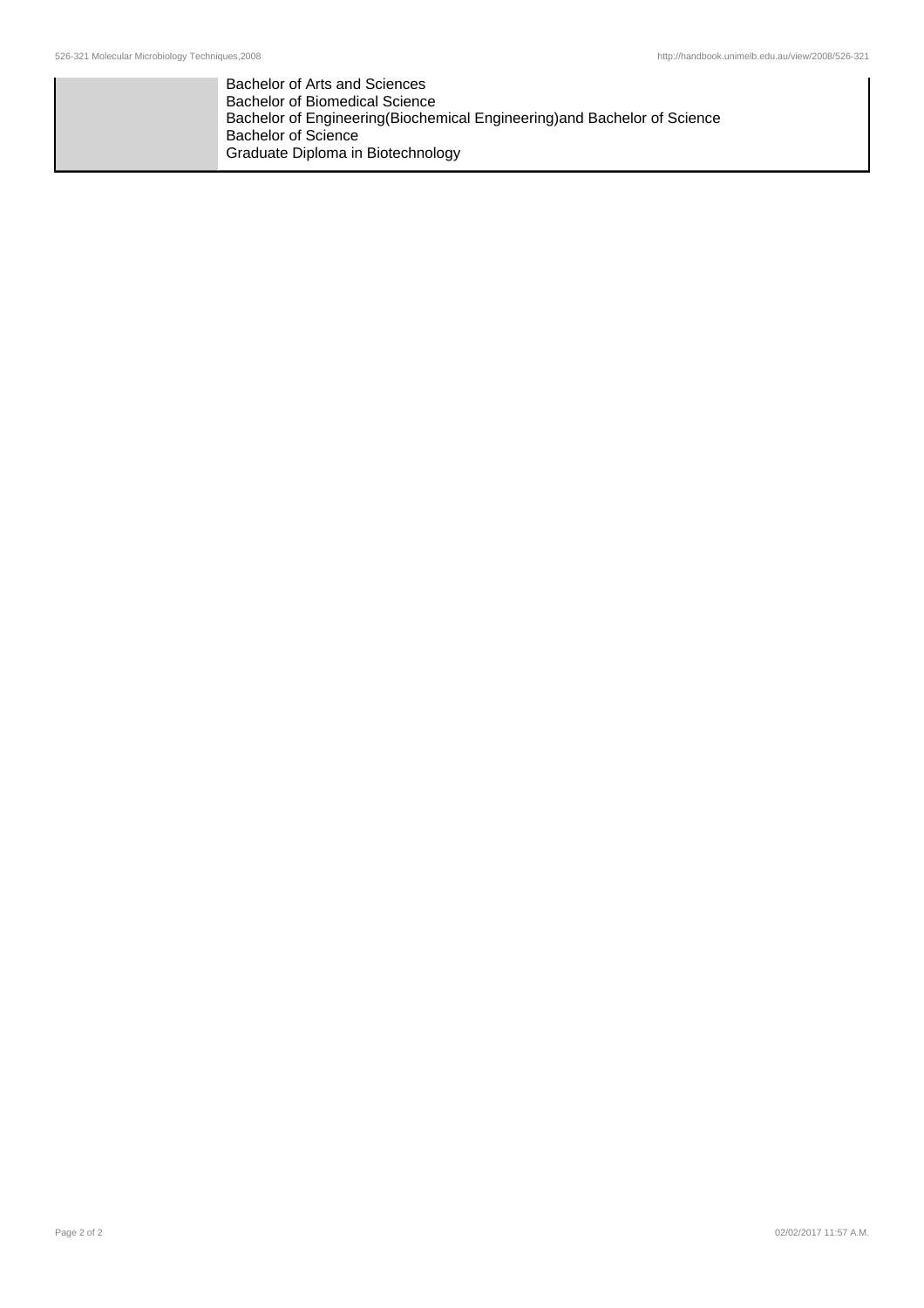| | |
|---|---|
| | Bachelor of Arts and Sciences<br>Bachelor of Biomedical Science<br>Bachelor of Engineering(Biochemical Engineering)and Bachelor of Science<br>Bachelor of Science<br>Graduate Diploma in Biotechnology |